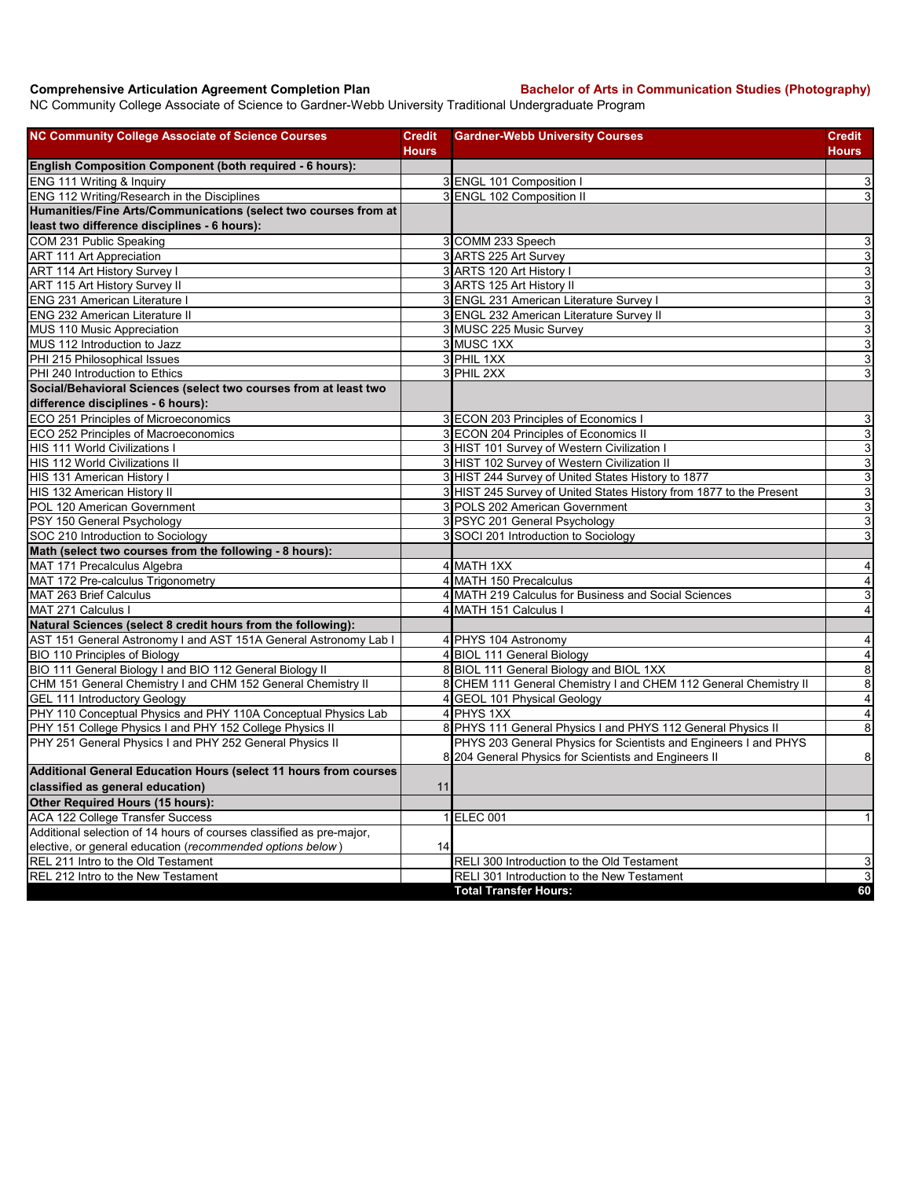**Comprehensive Articulation Agreement Completion Plan** **Bachelor of Arts in Communication Studies (Photography)**

NC Community College Associate of Science to Gardner-Webb University Traditional Undergraduate Program

| NC Community College Associate of Science Courses | Credit Hours | Gardner-Webb University Courses | Credit Hours |
|---|---|---|---|
| **English Composition Component (both required - 6 hours):** | | | |
| ENG 111 Writing & Inquiry | 3 | ENGL 101 Composition I | 3 |
| ENG 112 Writing/Research in the Disciplines | 3 | ENGL 102 Composition II | 3 |
| **Humanities/Fine Arts/Communications (select two courses from at least two difference disciplines - 6 hours):** | | | |
| COM 231 Public Speaking | 3 | COMM 233 Speech | 3 |
| ART 111 Art Appreciation | 3 | ARTS 225 Art Survey | 3 |
| ART 114 Art History Survey I | 3 | ARTS 120 Art History I | 3 |
| ART 115 Art History Survey II | 3 | ARTS 125 Art History II | 3 |
| ENG 231 American Literature I | 3 | ENGL 231 American Literature Survey I | 3 |
| ENG 232 American Literature II | 3 | ENGL 232 American Literature Survey II | 3 |
| MUS 110 Music Appreciation | 3 | MUSC 225 Music Survey | 3 |
| MUS 112 Introduction to Jazz | 3 | MUSC 1XX | 3 |
| PHI 215 Philosophical Issues | 3 | PHIL 1XX | 3 |
| PHI 240 Introduction to Ethics | 3 | PHIL 2XX | 3 |
| **Social/Behavioral Sciences (select two courses from at least two difference disciplines - 6 hours):** | | | |
| ECO 251 Principles of Microeconomics | 3 | ECON 203 Principles of Economics I | 3 |
| ECO 252 Principles of Macroeconomics | 3 | ECON 204 Principles of Economics II | 3 |
| HIS 111 World Civilizations I | 3 | HIST 101 Survey of Western Civilization I | 3 |
| HIS 112 World Civilizations II | 3 | HIST 102 Survey of Western Civilization II | 3 |
| HIS 131 American History I | 3 | HIST 244 Survey of United States History to 1877 | 3 |
| HIS 132 American History II | 3 | HIST 245 Survey of United States History from 1877 to the Present | 3 |
| POL 120 American Government | 3 | POLS 202 American Government | 3 |
| PSY 150 General Psychology | 3 | PSYC 201 General Psychology | 3 |
| SOC 210 Introduction to Sociology | 3 | SOCI 201 Introduction to Sociology | 3 |
| **Math (select two courses from the following - 8 hours):** | | | |
| MAT 171 Precalculus Algebra | 4 | MATH 1XX | 4 |
| MAT 172 Pre-calculus Trigonometry | 4 | MATH 150 Precalculus | 4 |
| MAT 263 Brief Calculus | 4 | MATH 219 Calculus for Business and Social Sciences | 3 |
| MAT 271 Calculus I | 4 | MATH 151 Calculus I | 4 |
| **Natural Sciences (select 8 credit hours from the following):** | | | |
| AST 151 General Astronomy I and AST 151A General Astronomy Lab I | 4 | PHYS 104 Astronomy | 4 |
| BIO 110 Principles of Biology | 4 | BIOL 111 General Biology | 4 |
| BIO 111 General Biology I and BIO 112 General Biology II | 8 | BIOL 111 General Biology and BIOL 1XX | 8 |
| CHM 151 General Chemistry I and CHM 152 General Chemistry II | 8 | CHEM 111 General Chemistry I and CHEM 112 General Chemistry II | 8 |
| GEL 111 Introductory Geology | 4 | GEOL 101 Physical Geology | 4 |
| PHY 110 Conceptual Physics and PHY 110A Conceptual Physics Lab | 4 | PHYS 1XX | 4 |
| PHY 151 College Physics I and PHY 152 College Physics II | 8 | PHYS 111 General Physics I and PHYS 112 General Physics II | 8 |
| PHY 251 General Physics I and PHY 252 General Physics II | 8 | PHYS 203 General Physics for Scientists and Engineers I and PHYS 204 General Physics for Scientists and Engineers II | 8 |
| **Additional General Education Hours (select 11 hours from courses classified as general education)** | 11 | | |
| **Other Required Hours (15 hours):** | | | |
| ACA 122 College Transfer Success | 1 | ELEC 001 | 1 |
| Additional selection of 14 hours of courses classified as pre-major, elective, or general education (*recommended options below*) | 14 | | |
| REL 211 Intro to the Old Testament | | RELI 300 Introduction to the Old Testament | 3 |
| REL 212 Intro to the New Testament | | RELI 301 Introduction to the New Testament | 3 |
| | | **Total Transfer Hours:** | **60** |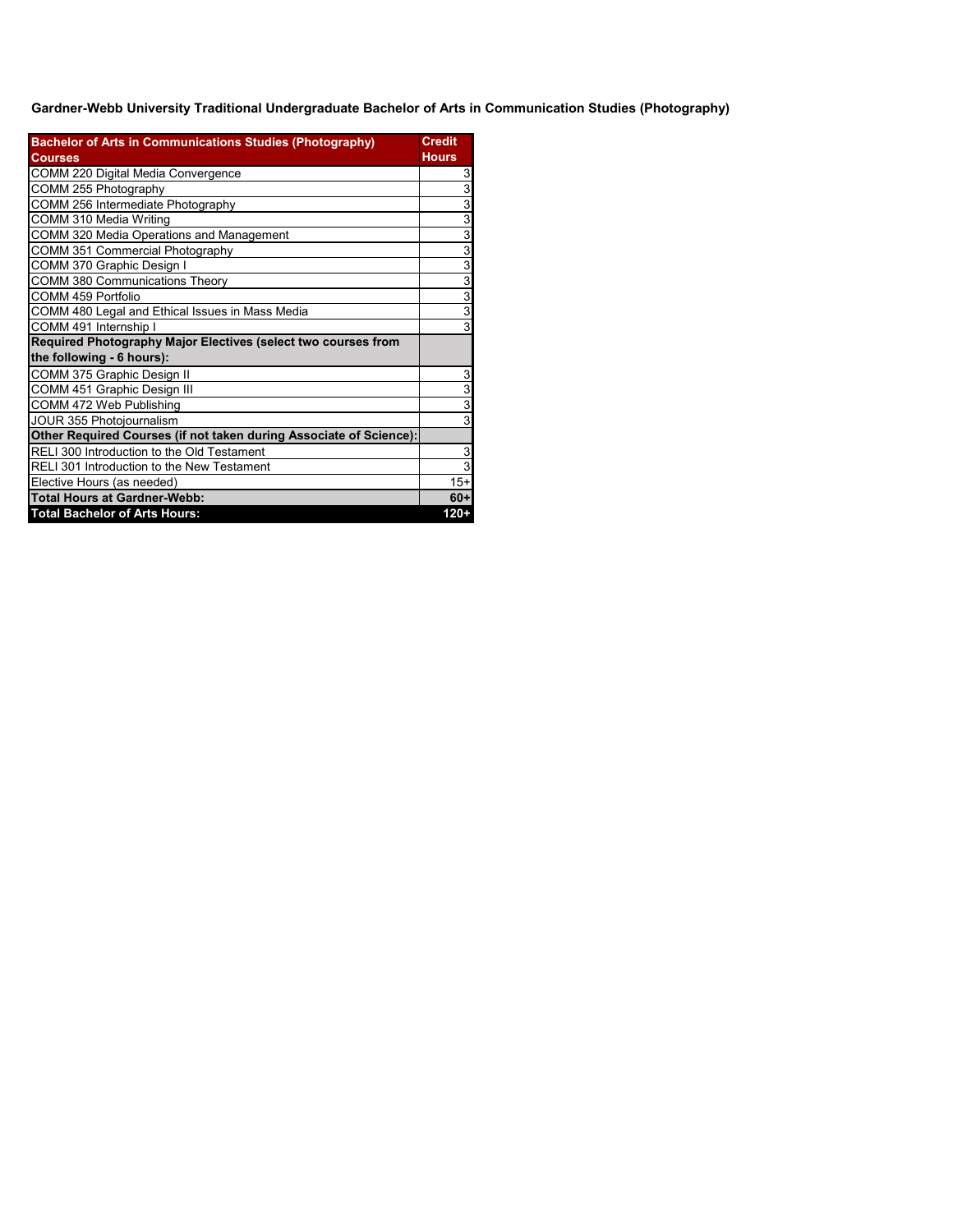**Gardner-Webb University Traditional Undergraduate Bachelor of Arts in Communication Studies (Photography)**

| Bachelor of Arts in Communications Studies (Photography) Courses | Credit Hours |
| --- | --- |
| COMM 220 Digital Media Convergence | 3 |
| COMM 255 Photography | 3 |
| COMM 256 Intermediate Photography | 3 |
| COMM 310 Media Writing | 3 |
| COMM 320 Media Operations and Management | 3 |
| COMM 351 Commercial Photography | 3 |
| COMM 370 Graphic Design I | 3 |
| COMM 380 Communications Theory | 3 |
| COMM 459 Portfolio | 3 |
| COMM 480 Legal and Ethical Issues in Mass Media | 3 |
| COMM 491 Internship I | 3 |
| **Required Photography Major Electives (select two courses from the following - 6 hours):** | |
| COMM 375 Graphic Design II | 3 |
| COMM 451 Graphic Design III | 3 |
| COMM 472 Web Publishing | 3 |
| JOUR 355 Photojournalism | 3 |
| **Other Required Courses (if not taken during Associate of Science):** | |
| RELI 300 Introduction to the Old Testament | 3 |
| RELI 301 Introduction to the New Testament | 3 |
| Elective Hours (as needed) | 15+ |
| **Total Hours at Gardner-Webb:** | **60+** |
| **Total Bachelor of Arts Hours:** | **120+** |